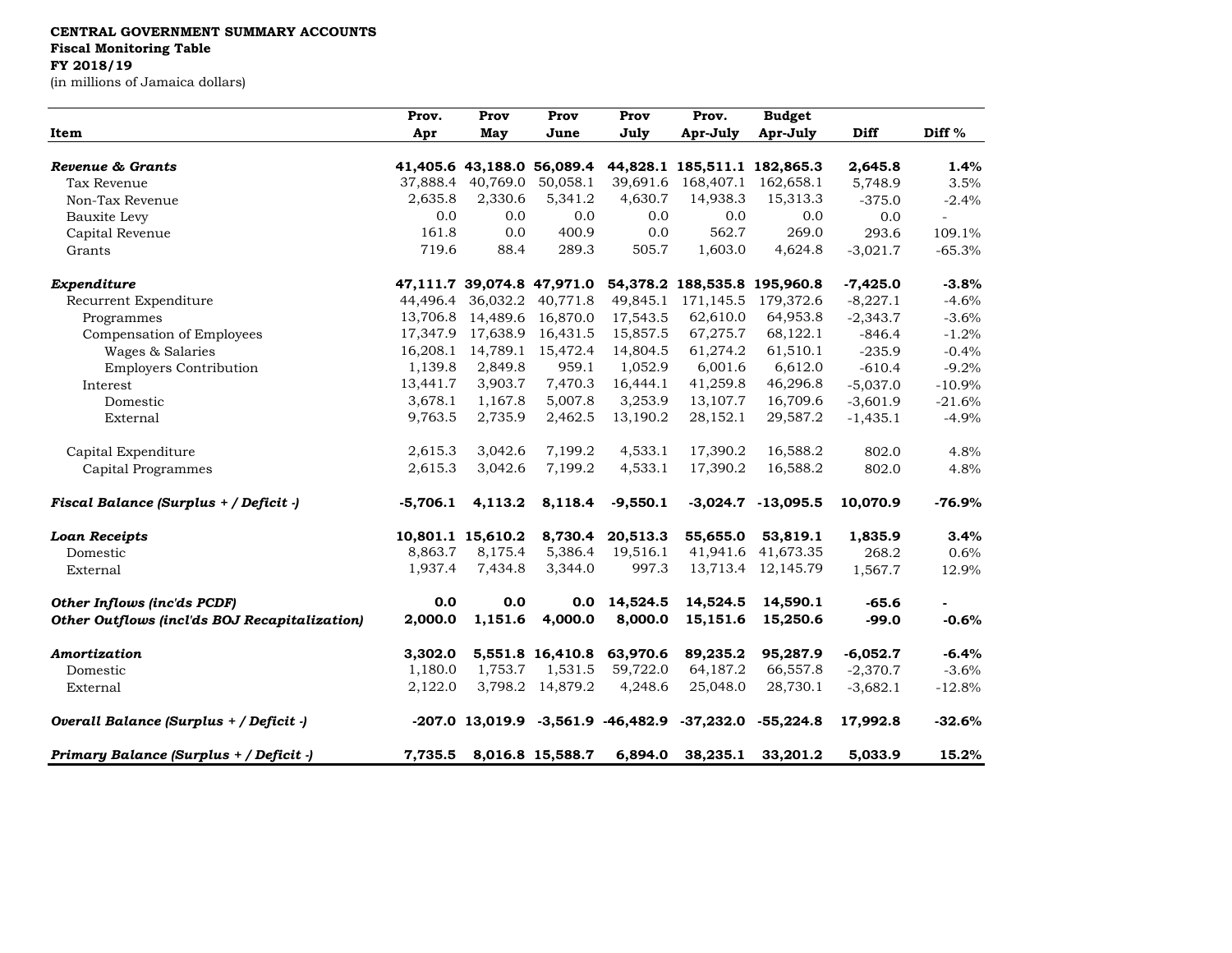**CENTRAL GOVERNMENT SUMMARY ACCOUNTS**
**Fiscal Monitoring Table**
**FY 2018/19**
(in millions of Jamaica dollars)

| Item | Prov. Apr | Prov May | Prov June | Prov July | Prov. Apr-July | Budget Apr-July | Diff | Diff % |
|---|---|---|---|---|---|---|---|---|
| ***Revenue & Grants*** | **41,405.6** | **43,188.0** | **56,089.4** | **44,828.1** | **185,511.1** | **182,865.3** | **2,645.8** | **1.4%** |
| Tax Revenue | 37,888.4 | 40,769.0 | 50,058.1 | 39,691.6 | 168,407.1 | 162,658.1 | 5,748.9 | 3.5% |
| Non-Tax Revenue | 2,635.8 | 2,330.6 | 5,341.2 | 4,630.7 | 14,938.3 | 15,313.3 | -375.0 | -2.4% |
| Bauxite Levy | 0.0 | 0.0 | 0.0 | 0.0 | 0.0 | 0.0 | 0.0 | - |
| Capital Revenue | 161.8 | 0.0 | 400.9 | 0.0 | 562.7 | 269.0 | 293.6 | 109.1% |
| Grants | 719.6 | 88.4 | 289.3 | 505.7 | 1,603.0 | 4,624.8 | -3,021.7 | -65.3% |
| | | | | | | | | |
| ***Expenditure*** | **47,111.7** | **39,074.8** | **47,971.0** | **54,378.2** | **188,535.8** | **195,960.8** | **-7,425.0** | **-3.8%** |
| Recurrent Expenditure | 44,496.4 | 36,032.2 | 40,771.8 | 49,845.1 | 171,145.5 | 179,372.6 | -8,227.1 | -4.6% |
| Programmes | 13,706.8 | 14,489.6 | 16,870.0 | 17,543.5 | 62,610.0 | 64,953.8 | -2,343.7 | -3.6% |
| Compensation of Employees | 17,347.9 | 17,638.9 | 16,431.5 | 15,857.5 | 67,275.7 | 68,122.1 | -846.4 | -1.2% |
| Wages & Salaries | 16,208.1 | 14,789.1 | 15,472.4 | 14,804.5 | 61,274.2 | 61,510.1 | -235.9 | -0.4% |
| Employers Contribution | 1,139.8 | 2,849.8 | 959.1 | 1,052.9 | 6,001.6 | 6,612.0 | -610.4 | -9.2% |
| Interest | 13,441.7 | 3,903.7 | 7,470.3 | 16,444.1 | 41,259.8 | 46,296.8 | -5,037.0 | -10.9% |
| Domestic | 3,678.1 | 1,167.8 | 5,007.8 | 3,253.9 | 13,107.7 | 16,709.6 | -3,601.9 | -21.6% |
| External | 9,763.5 | 2,735.9 | 2,462.5 | 13,190.2 | 28,152.1 | 29,587.2 | -1,435.1 | -4.9% |
| | | | | | | | | |
| Capital Expenditure | 2,615.3 | 3,042.6 | 7,199.2 | 4,533.1 | 17,390.2 | 16,588.2 | 802.0 | 4.8% |
| Capital Programmes | 2,615.3 | 3,042.6 | 7,199.2 | 4,533.1 | 17,390.2 | 16,588.2 | 802.0 | 4.8% |
| | | | | | | | | |
| ***Fiscal Balance (Surplus + / Deficit -)*** | **-5,706.1** | **4,113.2** | **8,118.4** | **-9,550.1** | **-3,024.7** | **-13,095.5** | **10,070.9** | **-76.9%** |
| | | | | | | | | |
| ***Loan Receipts*** | **10,801.1** | **15,610.2** | **8,730.4** | **20,513.3** | **55,655.0** | **53,819.1** | **1,835.9** | **3.4%** |
| Domestic | 8,863.7 | 8,175.4 | 5,386.4 | 19,516.1 | 41,941.6 | 41,673.35 | 268.2 | 0.6% |
| External | 1,937.4 | 7,434.8 | 3,344.0 | 997.3 | 13,713.4 | 12,145.79 | 1,567.7 | 12.9% |
| | | | | | | | | |
| ***Other Inflows (inc'ds PCDF)*** | **0.0** | **0.0** | **0.0** | **14,524.5** | **14,524.5** | **14,590.1** | **-65.6** | **-** |
| ***Other Outflows (incl'ds BOJ Recapitalization)*** | **2,000.0** | **1,151.6** | **4,000.0** | **8,000.0** | **15,151.6** | **15,250.6** | **-99.0** | **-0.6%** |
| | | | | | | | | |
| ***Amortization*** | **3,302.0** | **5,551.8** | **16,410.8** | **63,970.6** | **89,235.2** | **95,287.9** | **-6,052.7** | **-6.4%** |
| Domestic | 1,180.0 | 1,753.7 | 1,531.5 | 59,722.0 | 64,187.2 | 66,557.8 | -2,370.7 | -3.6% |
| External | 2,122.0 | 3,798.2 | 14,879.2 | 4,248.6 | 25,048.0 | 28,730.1 | -3,682.1 | -12.8% |
| | | | | | | | | |
| ***Overall Balance (Surplus + / Deficit -)*** | **-207.0** | **13,019.9** | **-3,561.9** | **-46,482.9** | **-37,232.0** | **-55,224.8** | **17,992.8** | **-32.6%** |
| | | | | | | | | |
| ***Primary Balance (Surplus + / Deficit -)*** | **7,735.5** | **8,016.8** | **15,588.7** | **6,894.0** | **38,235.1** | **33,201.2** | **5,033.9** | **15.2%** |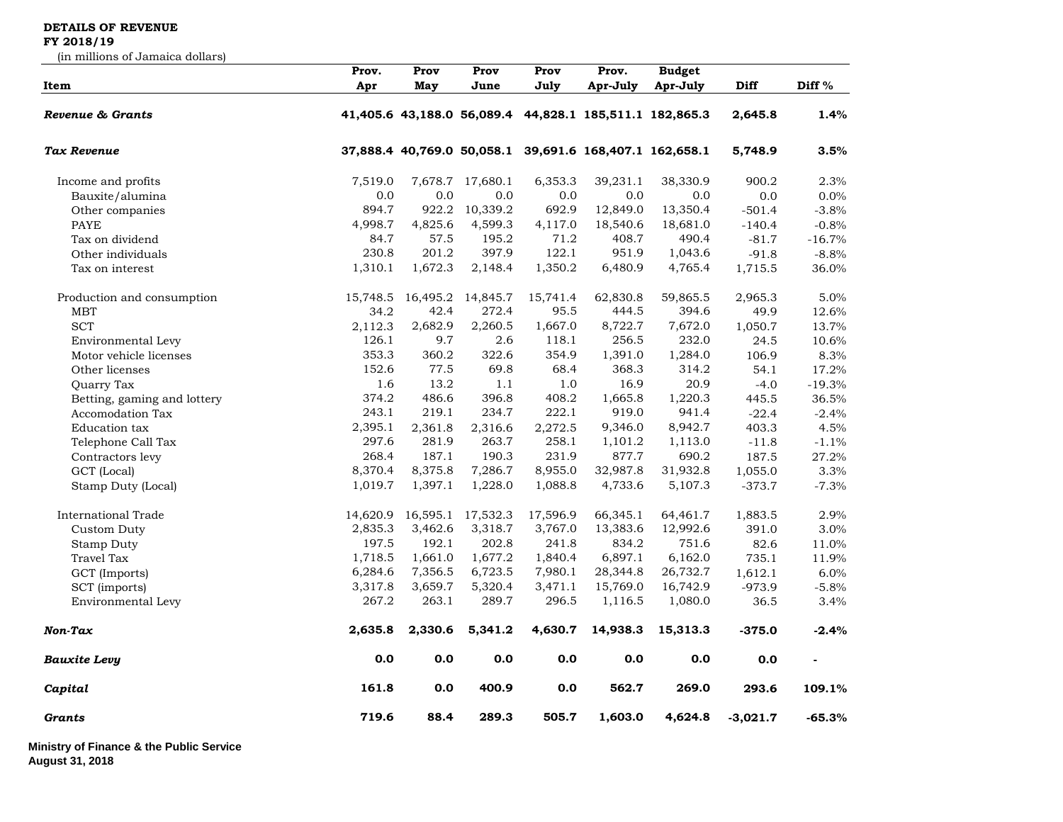**DETAILS OF REVENUE**
**FY 2018/19**
(in millions of Jamaica dollars)

| Item | Prov. Apr | Prov May | Prov June | Prov July | Prov. Apr-July | Budget Apr-July | Diff | Diff % |
|---|---|---|---|---|---|---|---|---|
| ***Revenue & Grants*** | **41,405.6** | **43,188.0** | **56,089.4** | **44,828.1** | **185,511.1** | **182,865.3** | **2,645.8** | **1.4%** |
| ***Tax Revenue*** | **37,888.4** | **40,769.0** | **50,058.1** | **39,691.6** | **168,407.1** | **162,658.1** | **5,748.9** | **3.5%** |
| Income and profits | 7,519.0 | 7,678.7 | 17,680.1 | 6,353.3 | 39,231.1 | 38,330.9 | 900.2 | 2.3% |
| Bauxite/alumina | 0.0 | 0.0 | 0.0 | 0.0 | 0.0 | 0.0 | 0.0 | 0.0% |
| Other companies | 894.7 | 922.2 | 10,339.2 | 692.9 | 12,849.0 | 13,350.4 | -501.4 | -3.8% |
| PAYE | 4,998.7 | 4,825.6 | 4,599.3 | 4,117.0 | 18,540.6 | 18,681.0 | -140.4 | -0.8% |
| Tax on dividend | 84.7 | 57.5 | 195.2 | 71.2 | 408.7 | 490.4 | -81.7 | -16.7% |
| Other individuals | 230.8 | 201.2 | 397.9 | 122.1 | 951.9 | 1,043.6 | -91.8 | -8.8% |
| Tax on interest | 1,310.1 | 1,672.3 | 2,148.4 | 1,350.2 | 6,480.9 | 4,765.4 | 1,715.5 | 36.0% |
| Production and consumption | 15,748.5 | 16,495.2 | 14,845.7 | 15,741.4 | 62,830.8 | 59,865.5 | 2,965.3 | 5.0% |
| MBT | 34.2 | 42.4 | 272.4 | 95.5 | 444.5 | 394.6 | 49.9 | 12.6% |
| SCT | 2,112.3 | 2,682.9 | 2,260.5 | 1,667.0 | 8,722.7 | 7,672.0 | 1,050.7 | 13.7% |
| Environmental Levy | 126.1 | 9.7 | 2.6 | 118.1 | 256.5 | 232.0 | 24.5 | 10.6% |
| Motor vehicle licenses | 353.3 | 360.2 | 322.6 | 354.9 | 1,391.0 | 1,284.0 | 106.9 | 8.3% |
| Other licenses | 152.6 | 77.5 | 69.8 | 68.4 | 368.3 | 314.2 | 54.1 | 17.2% |
| Quarry Tax | 1.6 | 13.2 | 1.1 | 1.0 | 16.9 | 20.9 | -4.0 | -19.3% |
| Betting, gaming and lottery | 374.2 | 486.6 | 396.8 | 408.2 | 1,665.8 | 1,220.3 | 445.5 | 36.5% |
| Accomodation Tax | 243.1 | 219.1 | 234.7 | 222.1 | 919.0 | 941.4 | -22.4 | -2.4% |
| Education tax | 2,395.1 | 2,361.8 | 2,316.6 | 2,272.5 | 9,346.0 | 8,942.7 | 403.3 | 4.5% |
| Telephone Call Tax | 297.6 | 281.9 | 263.7 | 258.1 | 1,101.2 | 1,113.0 | -11.8 | -1.1% |
| Contractors levy | 268.4 | 187.1 | 190.3 | 231.9 | 877.7 | 690.2 | 187.5 | 27.2% |
| GCT (Local) | 8,370.4 | 8,375.8 | 7,286.7 | 8,955.0 | 32,987.8 | 31,932.8 | 1,055.0 | 3.3% |
| Stamp Duty (Local) | 1,019.7 | 1,397.1 | 1,228.0 | 1,088.8 | 4,733.6 | 5,107.3 | -373.7 | -7.3% |
| International Trade | 14,620.9 | 16,595.1 | 17,532.3 | 17,596.9 | 66,345.1 | 64,461.7 | 1,883.5 | 2.9% |
| Custom Duty | 2,835.3 | 3,462.6 | 3,318.7 | 3,767.0 | 13,383.6 | 12,992.6 | 391.0 | 3.0% |
| Stamp Duty | 197.5 | 192.1 | 202.8 | 241.8 | 834.2 | 751.6 | 82.6 | 11.0% |
| Travel Tax | 1,718.5 | 1,661.0 | 1,677.2 | 1,840.4 | 6,897.1 | 6,162.0 | 735.1 | 11.9% |
| GCT (Imports) | 6,284.6 | 7,356.5 | 6,723.5 | 7,980.1 | 28,344.8 | 26,732.7 | 1,612.1 | 6.0% |
| SCT (imports) | 3,317.8 | 3,659.7 | 5,320.4 | 3,471.1 | 15,769.0 | 16,742.9 | -973.9 | -5.8% |
| Environmental Levy | 267.2 | 263.1 | 289.7 | 296.5 | 1,116.5 | 1,080.0 | 36.5 | 3.4% |
| ***Non-Tax*** | **2,635.8** | **2,330.6** | **5,341.2** | **4,630.7** | **14,938.3** | **15,313.3** | **-375.0** | **-2.4%** |
| ***Bauxite Levy*** | **0.0** | **0.0** | **0.0** | **0.0** | **0.0** | **0.0** | **0.0** | **-** |
| ***Capital*** | **161.8** | **0.0** | **400.9** | **0.0** | **562.7** | **269.0** | **293.6** | **109.1%** |
| ***Grants*** | **719.6** | **88.4** | **289.3** | **505.7** | **1,603.0** | **4,624.8** | **-3,021.7** | **-65.3%** |

**Ministry of Finance & the Public Service**
**August 31, 2018**